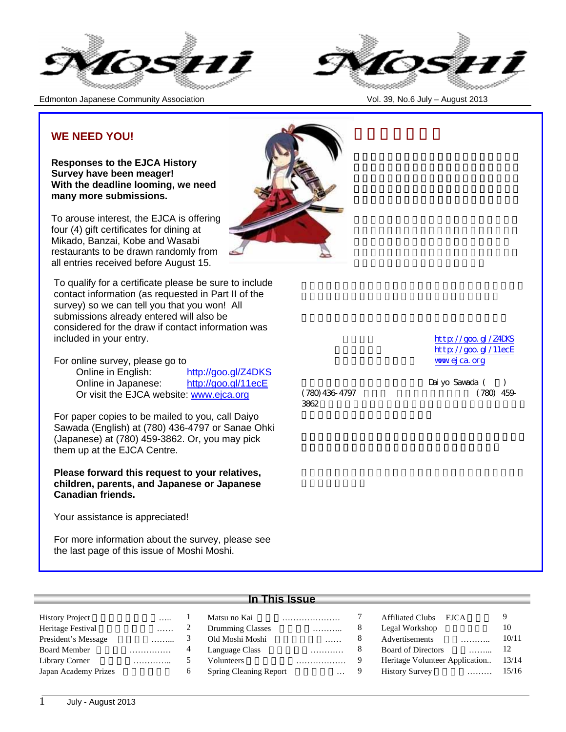# Moshi

Edmonton Japanese Community Association

Vol. 39, No.6 July – August 2013

## WE NEED YOU!

**Responses to the EJCA History Survey have been meager! With the deadline looming, we need many more submissions.**

To arouse interest, the EJCA is offering four (4) gift certificates for dining at Mikado, Banzai, Kobe and Wasabi restaurants to be drawn randomly from all entries received before August 15.

To qualify for a certificate please be sure to include contact information (as requested in Part II of the survey) so we can tell you that you won! All submissions already entered will also be considered for the draw if contact information was included in your entry.

For online survey, please go to
- Online in English: http://goo.gl/Z4DKS
- Online in Japanese: http://goo.gl/11ecE
- Or visit the EJCA website: www.ejca.org

For paper copies to be mailed to you, call Daiyo Sawada (English) at (780) 436-4797 or Sanae Ohki (Japanese) at (780) 459-3862. Or, you may pick them up at the EJCA Centre.

**Please forward this request to your relatives, children, parents, and Japanese or Japanese Canadian friends.**

Your assistance is appreciated!

For more information about the survey, please see the last page of this issue of Moshi Moshi.

http://goo.gl/Z4DKS
http://goo.gl/11ecE
www.ejca.org

Daiyo Sawada ( )
(780) 436-4797 (780) 459-3862

## In This Issue

| | | | | | | | |
|---|---|---|---|---|---|---|---|
| History Project | 1 | Matsu no Kai | 7 | Affiliated Clubs EJCA | 9 |
| Heritage Festival | 2 | Drumming Classes | 8 | Legal Workshop | 10 |
| President's Message | 3 | Old Moshi Moshi | 8 | Advertisements | 10/11 |
| Board Member | 4 | Language Class | 8 | Board of Directors | 12 |
| Library Corner | 5 | Volunteers | 9 | Heritage Volunteer Application.. | 13/14 |
| Japan Academy Prizes | 6 | Spring Cleaning Report | 9 | History Survey | 15/16 |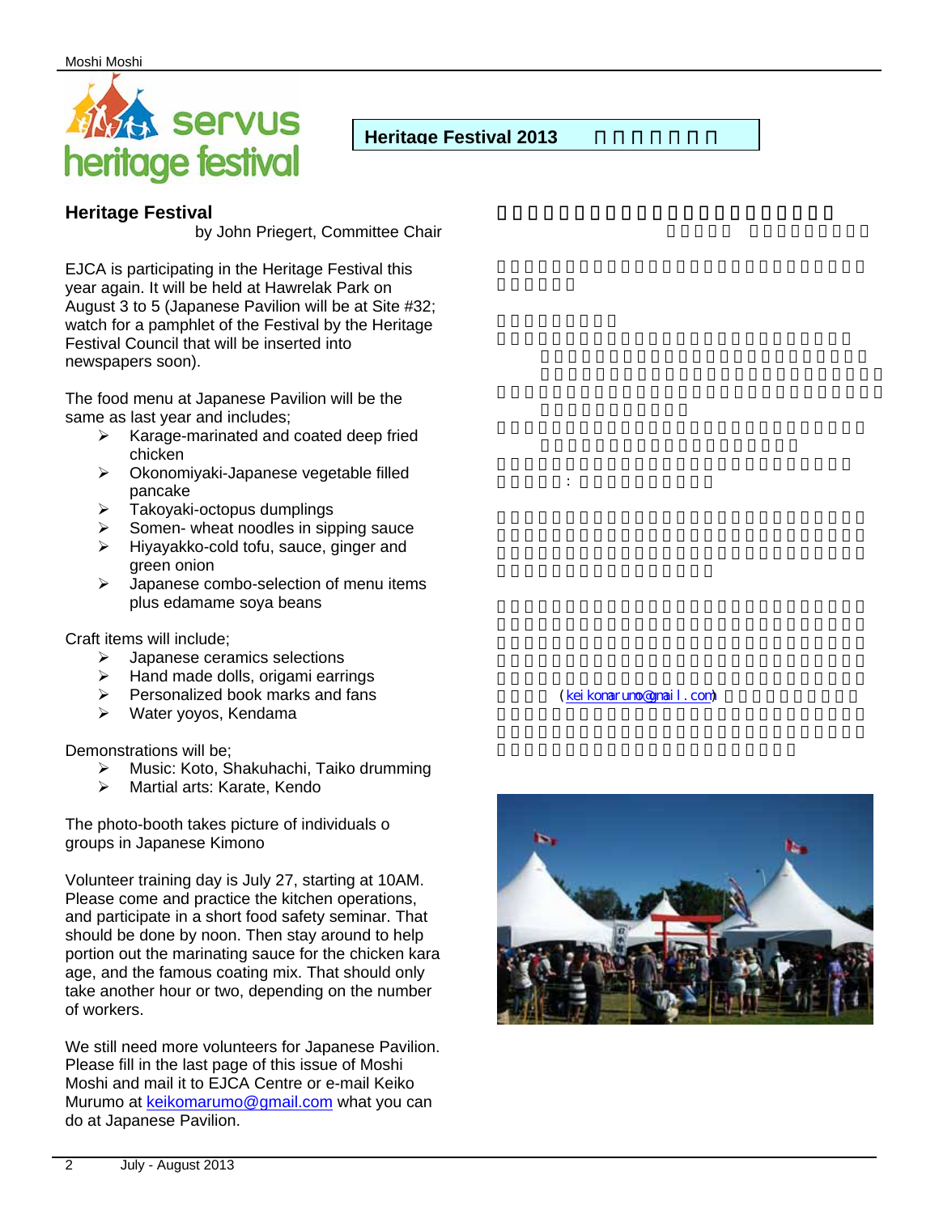## Heritage Festival 2013

### Heritage Festival

by John Priegert, Committee Chair

EJCA is participating in the Heritage Festival this year again. It will be held at Hawrelak Park on August 3 to 5 (Japanese Pavilion will be at Site #32; watch for a pamphlet of the Festival by the Heritage Festival Council that will be inserted into newspapers soon).

The food menu at Japanese Pavilion will be the same as last year and includes;

- Karage-marinated and coated deep fried chicken
- Okonomiyaki-Japanese vegetable filled pancake
- Takoyaki-octopus dumplings
- Somen- wheat noodles in sipping sauce
- Hiyayakko-cold tofu, sauce, ginger and green onion
- Japanese combo-selection of menu items plus edamame soya beans

Craft items will include;

- Japanese ceramics selections
- Hand made dolls, origami earrings
- Personalized book marks and fans
- Water yoyos, Kendama

Demonstrations will be;

- Music: Koto, Shakuhachi, Taiko drumming
- Martial arts: Karate, Kendo

The photo-booth takes picture of individuals o groups in Japanese Kimono

Volunteer training day is July 27, starting at 10AM. Please come and practice the kitchen operations, and participate in a short food safety seminar. That should be done by noon. Then stay around to help portion out the marinating sauce for the chicken kara age, and the famous coating mix. That should only take another hour or two, depending on the number of workers.

We still need more volunteers for Japanese Pavilion. Please fill in the last page of this issue of Moshi Moshi and mail it to EJCA Centre or e-mail Keiko Murumo at keikomarumo@gmail.com what you can do at Japanese Pavilion.

(keikomarumo@gmail.com)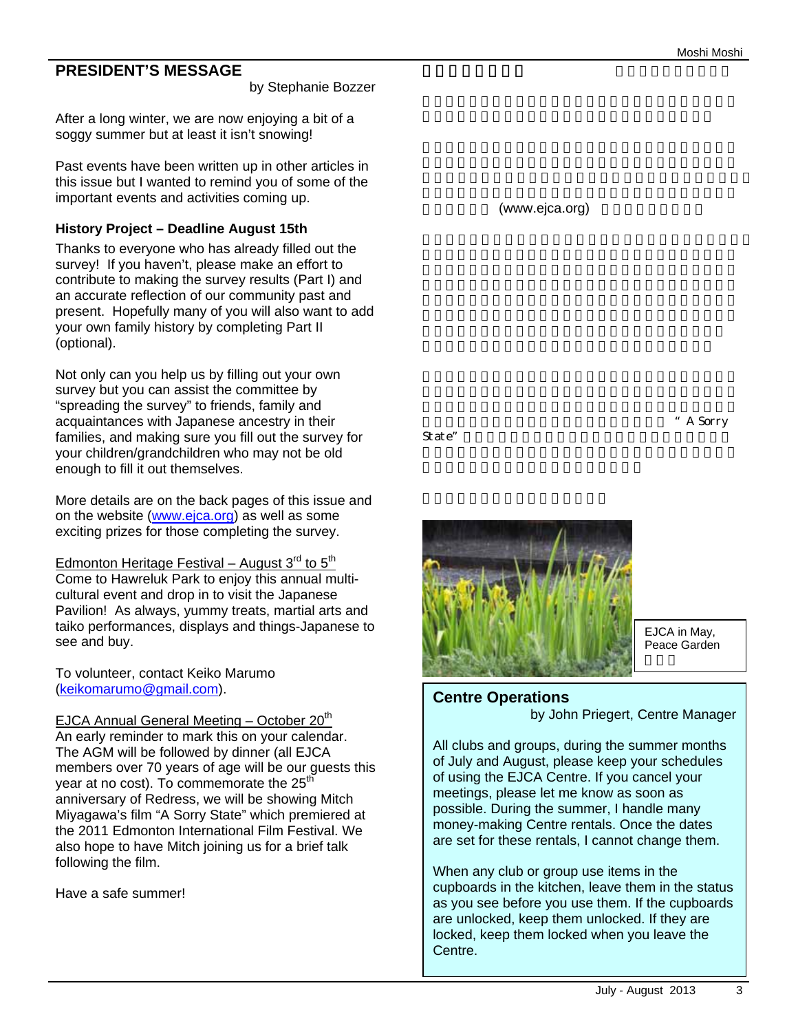## PRESIDENT'S MESSAGE

by Stephanie Bozzer

After a long winter, we are now enjoying a bit of a soggy summer but at least it isn't snowing!

Past events have been written up in other articles in this issue but I wanted to remind you of some of the important events and activities coming up.

### History Project – Deadline August 15th

Thanks to everyone who has already filled out the survey! If you haven't, please make an effort to contribute to making the survey results (Part I) and an accurate reflection of our community past and present. Hopefully many of you will also want to add your own family history by completing Part II (optional).

Not only can you help us by filling out your own survey but you can assist the committee by "spreading the survey" to friends, family and acquaintances with Japanese ancestry in their families, and making sure you fill out the survey for your children/grandchildren who may not be old enough to fill it out themselves.

More details are on the back pages of this issue and on the website (www.ejca.org) as well as some exciting prizes for those completing the survey.

Edmonton Heritage Festival – August 3rd to 5th
Come to Hawreluk Park to enjoy this annual multi-cultural event and drop in to visit the Japanese Pavilion! As always, yummy treats, martial arts and taiko performances, displays and things-Japanese to see and buy.

To volunteer, contact Keiko Marumo (keikomarumo@gmail.com).

EJCA Annual General Meeting – October 20th
An early reminder to mark this on your calendar. The AGM will be followed by dinner (all EJCA members over 70 years of age will be our guests this year at no cost). To commemorate the 25th anniversary of Redress, we will be showing Mitch Miyagawa's film "A Sorry State" which premiered at the 2011 Edmonton International Film Festival. We also hope to have Mitch joining us for a brief talk following the film.

Have a safe summer!

(www.ejca.org)

"A Sorry State"

EJCA in May, Peace Garden

## Centre Operations

by John Priegert, Centre Manager

All clubs and groups, during the summer months of July and August, please keep your schedules of using the EJCA Centre. If you cancel your meetings, please let me know as soon as possible. During the summer, I handle many money-making Centre rentals. Once the dates are set for these rentals, I cannot change them.

When any club or group use items in the cupboards in the kitchen, leave them in the status as you see before you use them. If the cupboards are unlocked, keep them unlocked. If they are locked, keep them locked when you leave the Centre.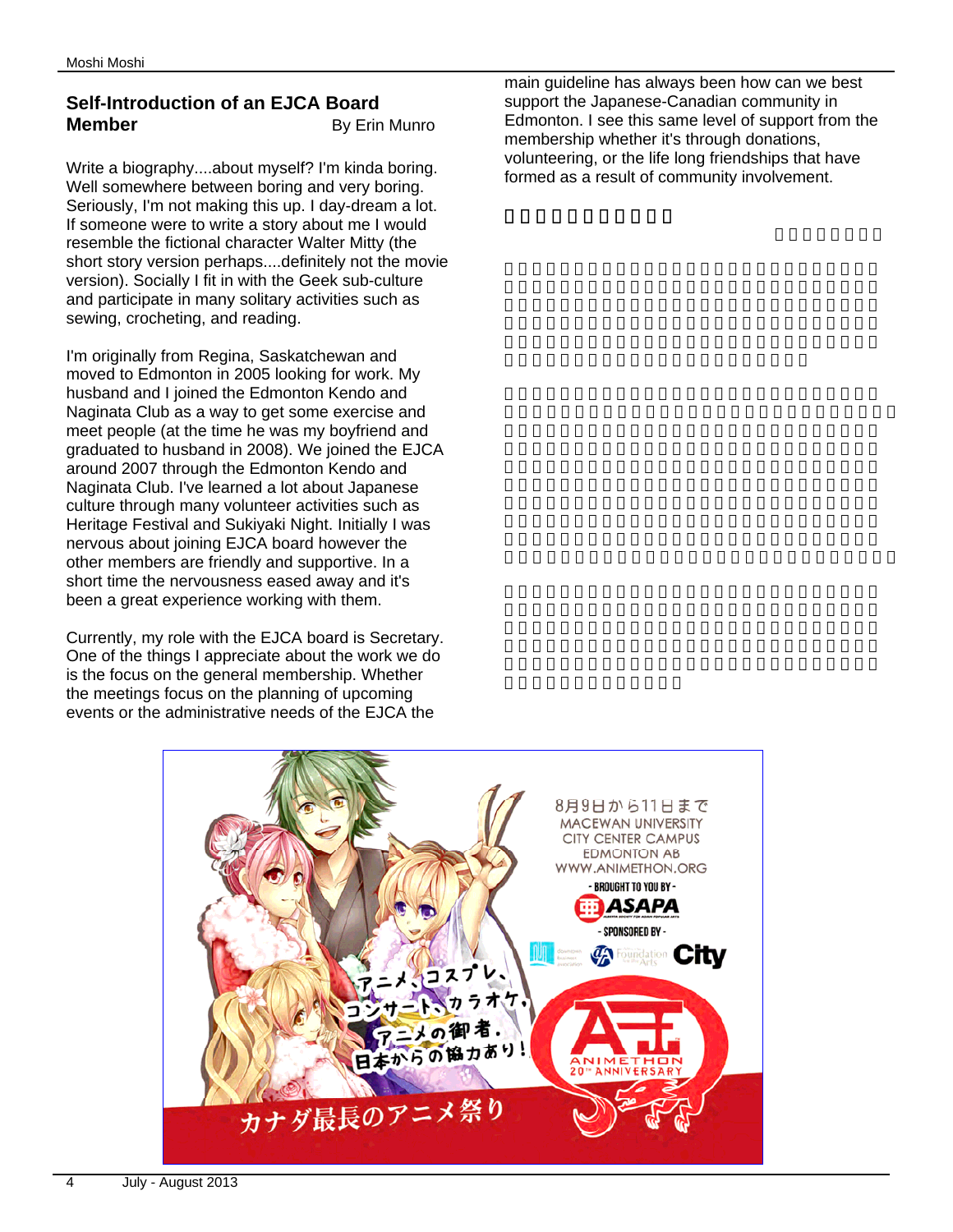## Self-Introduction of an EJCA Board Member

By Erin Munro

Write a biography....about myself? I'm kinda boring. Well somewhere between boring and very boring. Seriously, I'm not making this up. I day-dream a lot. If someone were to write a story about me I would resemble the fictional character Walter Mitty (the short story version perhaps....definitely not the movie version). Socially I fit in with the Geek sub-culture and participate in many solitary activities such as sewing, crocheting, and reading.

I'm originally from Regina, Saskatchewan and moved to Edmonton in 2005 looking for work. My husband and I joined the Edmonton Kendo and Naginata Club as a way to get some exercise and meet people (at the time he was my boyfriend and graduated to husband in 2008). We joined the EJCA around 2007 through the Edmonton Kendo and Naginata Club. I've learned a lot about Japanese culture through many volunteer activities such as Heritage Festival and Sukiyaki Night. Initially I was nervous about joining EJCA board however the other members are friendly and supportive. In a short time the nervousness eased away and it's been a great experience working with them.

Currently, my role with the EJCA board is Secretary. One of the things I appreciate about the work we do is the focus on the general membership. Whether the meetings focus on the planning of upcoming events or the administrative needs of the EJCA the main guideline has always been how can we best support the Japanese-Canadian community in Edmonton. I see this same level of support from the membership whether it's through donations, volunteering, or the life long friendships that have formed as a result of community involvement.

8月9日から11日まで
MACEWAN UNIVERSITY
CITY CENTER CAMPUS
EDMONTON AB
WWW.ANIMETHON.ORG

- BROUGHT TO YOU BY -
ASAPA

- SPONSORED BY -
City

アニメ、コスプレ、コンサート、カラオケ、アニメの御者、日本からの協力あり！

ANIMETHON 20TH ANNIVERSARY

カナダ最長のアニメ祭り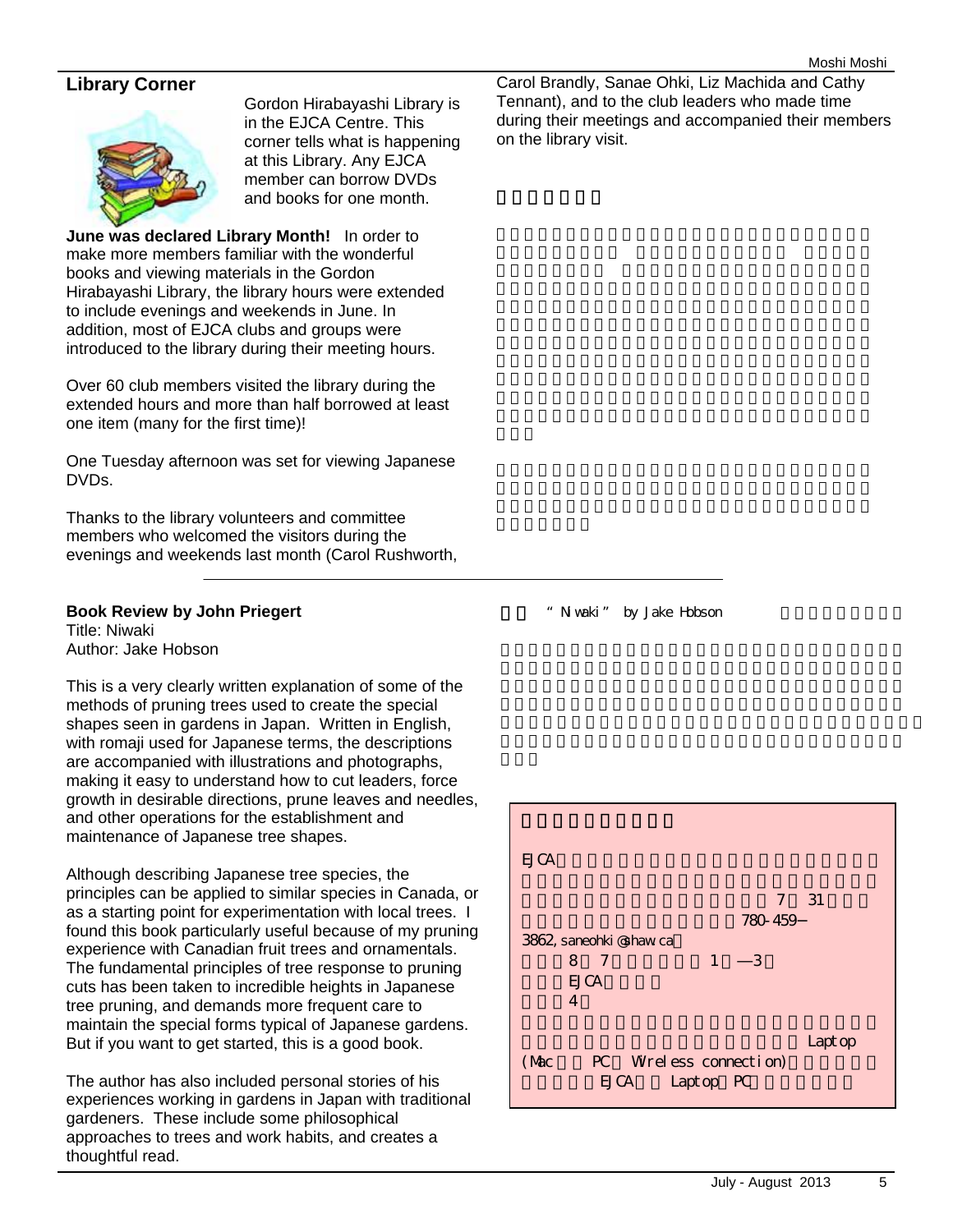## Library Corner

Gordon Hirabayashi Library is in the EJCA Centre. This corner tells what is happening at this Library. Any EJCA member can borrow DVDs and books for one month.

**June was declared Library Month!** In order to make more members familiar with the wonderful books and viewing materials in the Gordon Hirabayashi Library, the library hours were extended to include evenings and weekends in June. In addition, most of EJCA clubs and groups were introduced to the library during their meeting hours.

Over 60 club members visited the library during the extended hours and more than half borrowed at least one item (many for the first time)!

One Tuesday afternoon was set for viewing Japanese DVDs.

Thanks to the library volunteers and committee members who welcomed the visitors during the evenings and weekends last month (Carol Rushworth, Carol Brandly, Sanae Ohki, Liz Machida and Cathy Tennant), and to the club leaders who made time during their meetings and accompanied their members on the library visit.

---

**Book Review by John Priegert**
Title: Niwaki
Author: Jake Hobson

This is a very clearly written explanation of some of the methods of pruning trees used to create the special shapes seen in gardens in Japan. Written in English, with romaji used for Japanese terms, the descriptions are accompanied with illustrations and photographs, making it easy to understand how to cut leaders, force growth in desirable directions, prune leaves and needles, and other operations for the establishment and maintenance of Japanese tree shapes.

Although describing Japanese tree species, the principles can be applied to similar species in Canada, or as a starting point for experimentation with local trees. I found this book particularly useful because of my pruning experience with Canadian fruit trees and ornamentals. The fundamental principles of tree response to pruning cuts has been taken to incredible heights in Japanese tree pruning, and demands more frequent care to maintain the special forms typical of Japanese gardens. But if you want to get started, this is a good book.

The author has also included personal stories of his experiences working in gardens in Japan with traditional gardeners. These include some philosophical approaches to trees and work habits, and creates a thoughtful read.

“Niwaki” by Jake Hobson

EJCA

7 31

780-459-3862, saneohki@shaw.ca

8 7 1 —3

EJCA

4

Laptop (Mac PC Wireless connection)

EJCA Laptop PC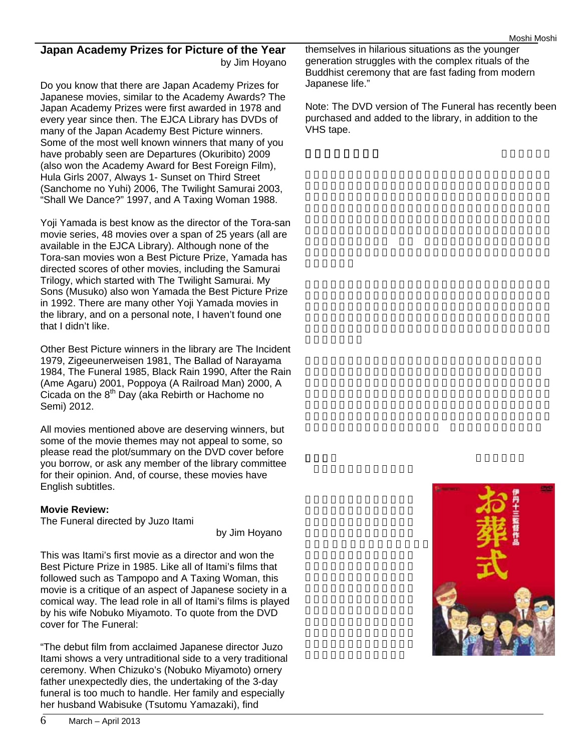## Japan Academy Prizes for Picture of the Year

by Jim Hoyano

Do you know that there are Japan Academy Prizes for Japanese movies, similar to the Academy Awards? The Japan Academy Prizes were first awarded in 1978 and every year since then. The EJCA Library has DVDs of many of the Japan Academy Best Picture winners. Some of the most well known winners that many of you have probably seen are Departures (Okuribito) 2009 (also won the Academy Award for Best Foreign Film), Hula Girls 2007, Always 1- Sunset on Third Street (Sanchome no Yuhi) 2006, The Twilight Samurai 2003, "Shall We Dance?" 1997, and A Taxing Woman 1988.

Yoji Yamada is best know as the director of the Tora-san movie series, 48 movies over a span of 25 years (all are available in the EJCA Library). Although none of the Tora-san movies won a Best Picture Prize, Yamada has directed scores of other movies, including the Samurai Trilogy, which started with The Twilight Samurai. My Sons (Musuko) also won Yamada the Best Picture Prize in 1992. There are many other Yoji Yamada movies in the library, and on a personal note, I haven't found one that I didn't like.

Other Best Picture winners in the library are The Incident 1979, Zigeeunerweisen 1981, The Ballad of Narayama 1984, The Funeral 1985, Black Rain 1990, After the Rain (Ame Agaru) 2001, Poppoya (A Railroad Man) 2000, A Cicada on the 8th Day (aka Rebirth or Hachome no Semi) 2012.

All movies mentioned above are deserving winners, but some of the movie themes may not appeal to some, so please read the plot/summary on the DVD cover before you borrow, or ask any member of the library committee for their opinion. And, of course, these movies have English subtitles.

**Movie Review:**

The Funeral directed by Juzo Itami

by Jim Hoyano

This was Itami's first movie as a director and won the Best Picture Prize in 1985. Like all of Itami's films that followed such as Tampopo and A Taxing Woman, this movie is a critique of an aspect of Japanese society in a comical way. The lead role in all of Itami's films is played by his wife Nobuko Miyamoto. To quote from the DVD cover for The Funeral:

"The debut film from acclaimed Japanese director Juzo Itami shows a very untraditional side to a very traditional ceremony. When Chizuko's (Nobuko Miyamoto) ornery father unexpectedly dies, the undertaking of the 3-day funeral is too much to handle. Her family and especially her husband Wabisuke (Tsutomu Yamazaki), find themselves in hilarious situations as the younger generation struggles with the complex rituals of the Buddhist ceremony that are fast fading from modern Japanese life."

Note: The DVD version of The Funeral has recently been purchased and added to the library, in addition to the VHS tape.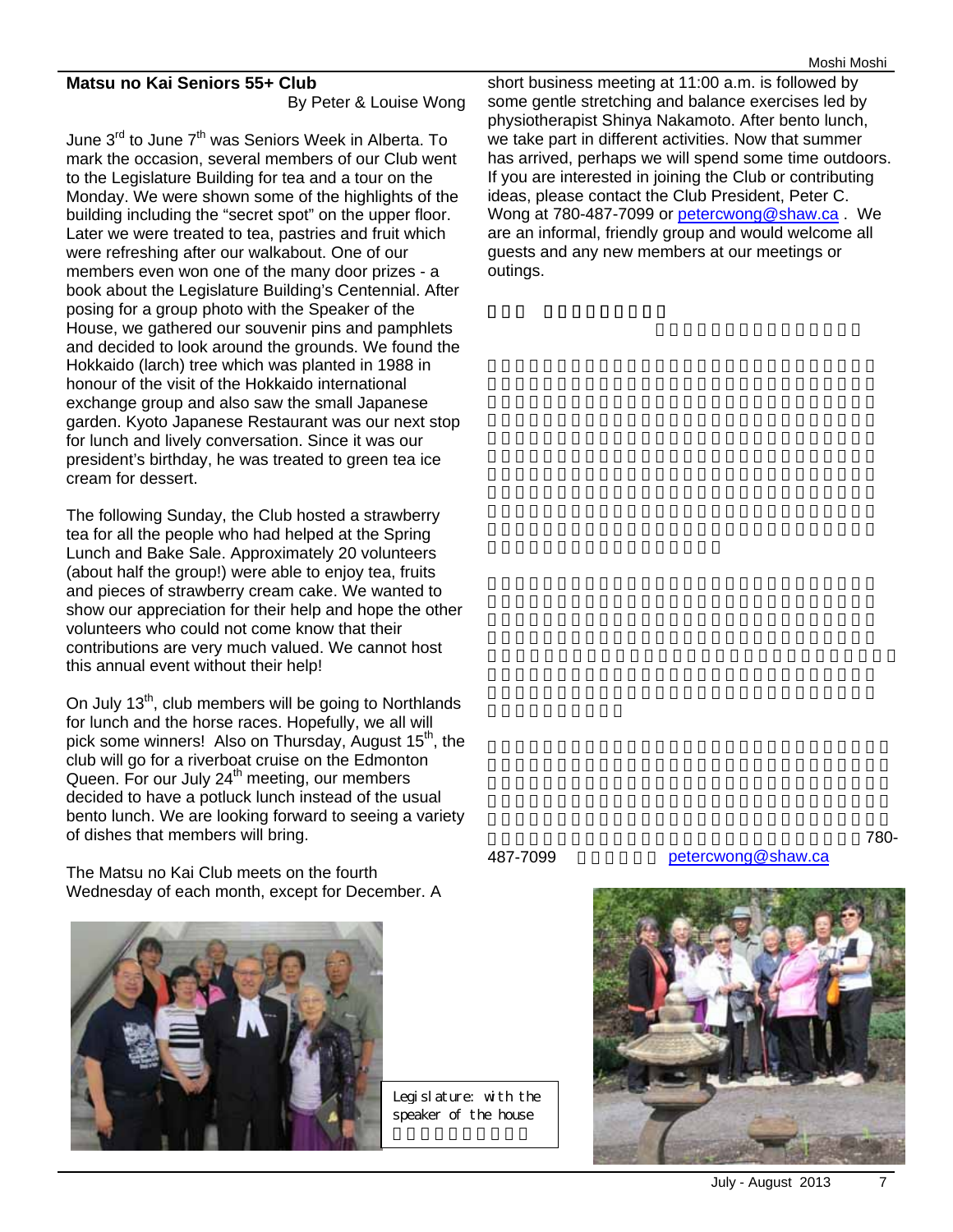## Matsu no Kai Seniors 55+ Club

By Peter & Louise Wong

June 3rd to June 7th was Seniors Week in Alberta. To mark the occasion, several members of our Club went to the Legislature Building for tea and a tour on the Monday. We were shown some of the highlights of the building including the "secret spot" on the upper floor. Later we were treated to tea, pastries and fruit which were refreshing after our walkabout. One of our members even won one of the many door prizes - a book about the Legislature Building's Centennial. After posing for a group photo with the Speaker of the House, we gathered our souvenir pins and pamphlets and decided to look around the grounds. We found the Hokkaido (larch) tree which was planted in 1988 in honour of the visit of the Hokkaido international exchange group and also saw the small Japanese garden. Kyoto Japanese Restaurant was our next stop for lunch and lively conversation. Since it was our president's birthday, he was treated to green tea ice cream for dessert.

The following Sunday, the Club hosted a strawberry tea for all the people who had helped at the Spring Lunch and Bake Sale. Approximately 20 volunteers (about half the group!) were able to enjoy tea, fruits and pieces of strawberry cream cake. We wanted to show our appreciation for their help and hope the other volunteers who could not come know that their contributions are very much valued. We cannot host this annual event without their help!

On July 13th, club members will be going to Northlands for lunch and the horse races. Hopefully, we all will pick some winners! Also on Thursday, August 15th, the club will go for a riverboat cruise on the Edmonton Queen. For our July 24th meeting, our members decided to have a potluck lunch instead of the usual bento lunch. We are looking forward to seeing a variety of dishes that members will bring.

The Matsu no Kai Club meets on the fourth Wednesday of each month, except for December. A short business meeting at 11:00 a.m. is followed by some gentle stretching and balance exercises led by physiotherapist Shinya Nakamoto. After bento lunch, we take part in different activities. Now that summer has arrived, perhaps we will spend some time outdoors. If you are interested in joining the Club or contributing ideas, please contact the Club President, Peter C. Wong at 780-487-7099 or petercwong@shaw.ca . We are an informal, friendly group and would welcome all guests and any new members at our meetings or outings.

780-487-7099 petercwong@shaw.ca

Legislature: with the speaker of the house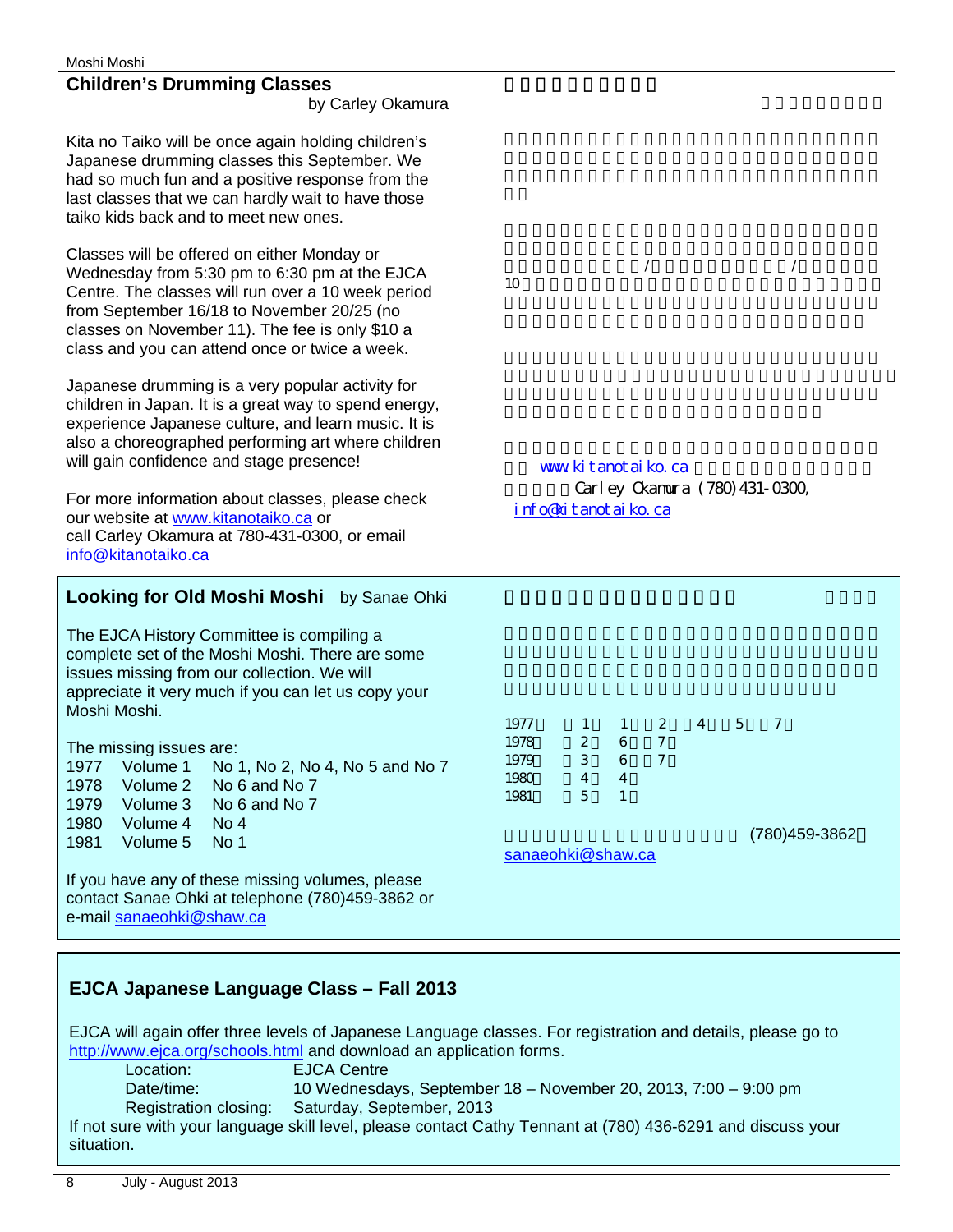## Children's Drumming Classes

by Carley Okamura

Kita no Taiko will be once again holding children's Japanese drumming classes this September. We had so much fun and a positive response from the last classes that we can hardly wait to have those taiko kids back and to meet new ones.

Classes will be offered on either Monday or Wednesday from 5:30 pm to 6:30 pm at the EJCA Centre. The classes will run over a 10 week period from September 16/18 to November 20/25 (no classes on November 11). The fee is only $10 a class and you can attend once or twice a week.

Japanese drumming is a very popular activity for children in Japan. It is a great way to spend energy, experience Japanese culture, and learn music. It is also a choreographed performing art where children will gain confidence and stage presence!

For more information about classes, please check our website at [www.kitanotaiko.ca](http://www.kitanotaiko.ca) or call Carley Okamura at 780-431-0300, or email [info@kitanotaiko.ca](mailto:info@kitanotaiko.ca)

www.kitanotaiko.ca

Carley Okamura (780)431-0300, info@kitanotaiko.ca

## Looking for Old Moshi Moshi

by Sanae Ohki

The EJCA History Committee is compiling a complete set of the Moshi Moshi. There are some issues missing from our collection. We will appreciate it very much if you can let us copy your Moshi Moshi.

The missing issues are:

| Year | Volume | Issues |
|---|---|---|
| 1977 | Volume 1 | No 1, No 2, No 4, No 5 and No 7 |
| 1978 | Volume 2 | No 6 and No 7 |
| 1979 | Volume 3 | No 6 and No 7 |
| 1980 | Volume 4 | No 4 |
| 1981 | Volume 5 | No 1 |

If you have any of these missing volumes, please contact Sanae Ohki at telephone (780)459-3862 or e-mail [sanaeohki@shaw.ca](mailto:sanaeohki@shaw.ca)

(780)459-3862 sanaeohki@shaw.ca

## EJCA Japanese Language Class – Fall 2013

EJCA will again offer three levels of Japanese Language classes. For registration and details, please go to [http://www.ejca.org/schools.html](http://www.ejca.org/schools.html) and download an application forms.

Location: EJCA Centre
Date/time: 10 Wednesdays, September 18 – November 20, 2013, 7:00 – 9:00 pm
Registration closing: Saturday, September, 2013

If not sure with your language skill level, please contact Cathy Tennant at (780) 436-6291 and discuss your situation.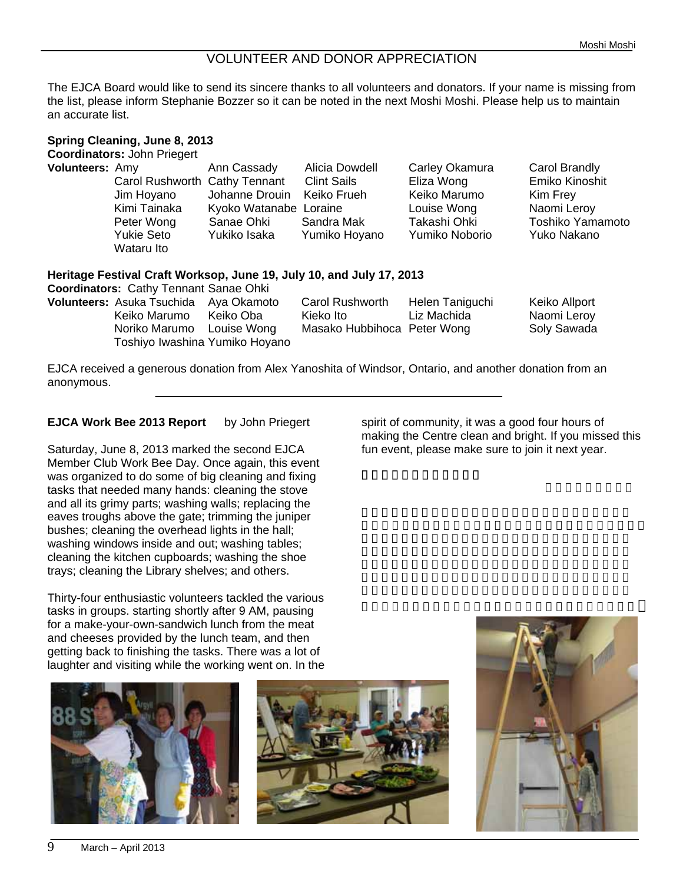# VOLUNTEER AND DONOR APPRECIATION

The EJCA Board would like to send its sincere thanks to all volunteers and donators. If your name is missing from the list, please inform Stephanie Bozzer so it can be noted in the next Moshi Moshi. Please help us to maintain an accurate list.

**Spring Cleaning, June 8, 2013**
**Coordinators:** John Priegert
**Volunteers:** Amy, Ann Cassady, Alicia Dowdell, Carley Okamura, Carol Brandly, Carol Rushworth, Cathy Tennant, Clint Sails, Eliza Wong, Emiko Kinoshit, Jim Hoyano, Johanne Drouin, Keiko Frueh, Keiko Marumo, Kim Frey, Kimi Tainaka, Kyoko Watanabe, Loraine, Louise Wong, Naomi Leroy, Peter Wong, Sanae Ohki, Sandra Mak, Takashi Ohki, Toshiko Yamamoto, Yukie Seto, Yukiko Isaka, Yumiko Hoyano, Yumiko Noborio, Yuko Nakano, Wataru Ito

**Heritage Festival Craft Worksop, June 19, July 10, and July 17, 2013**
**Coordinators:** Cathy Tennant Sanae Ohki
**Volunteers:** Asuka Tsuchida, Aya Okamoto, Carol Rushworth, Helen Taniguchi, Keiko Allport, Keiko Marumo, Keiko Oba, Kieko Ito, Liz Machida, Naomi Leroy, Noriko Marumo, Louise Wong, Masako Hubbihoca, Peter Wong, Soly Sawada, Toshiyo Iwashina, Yumiko Hoyano

EJCA received a generous donation from Alex Yanoshita of Windsor, Ontario, and another donation from an anonymous.

---

**EJCA Work Bee 2013 Report** by John Priegert

Saturday, June 8, 2013 marked the second EJCA Member Club Work Bee Day. Once again, this event was organized to do some of big cleaning and fixing tasks that needed many hands: cleaning the stove and all its grimy parts; washing walls; replacing the eaves troughs above the gate; trimming the juniper bushes; cleaning the overhead lights in the hall; washing windows inside and out; washing tables; cleaning the kitchen cupboards; washing the shoe trays; cleaning the Library shelves; and others.

Thirty-four enthusiastic volunteers tackled the various tasks in groups. starting shortly after 9 AM, pausing for a make-your-own-sandwich lunch from the meat and cheeses provided by the lunch team, and then getting back to finishing the tasks. There was a lot of laughter and visiting while the working went on. In the spirit of community, it was a good four hours of making the Centre clean and bright. If you missed this fun event, please make sure to join it next year.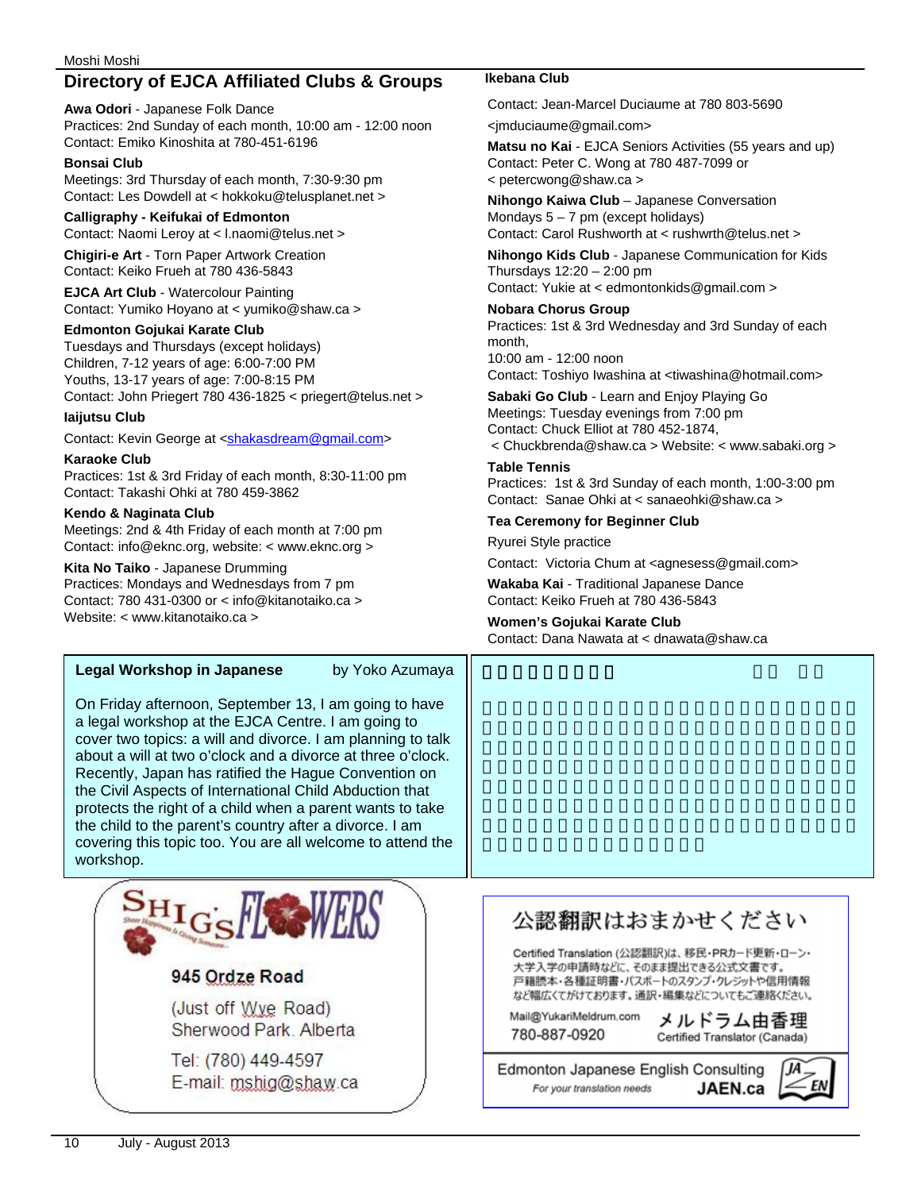## Directory of EJCA Affiliated Clubs & Groups

**Awa Odori** - Japanese Folk Dance
Practices: 2nd Sunday of each month, 10:00 am - 12:00 noon
Contact: Emiko Kinoshita at 780-451-6196

**Bonsai Club**
Meetings: 3rd Thursday of each month, 7:30-9:30 pm
Contact: Les Dowdell at < hokkoku@telusplanet.net >

**Calligraphy - Keifukai of Edmonton**
Contact: Naomi Leroy at < l.naomi@telus.net >

**Chigiri-e Art** - Torn Paper Artwork Creation
Contact: Keiko Frueh at 780 436-5843

**EJCA Art Club** - Watercolour Painting
Contact: Yumiko Hoyano at < yumiko@shaw.ca >

**Edmonton Gojukai Karate Club**
Tuesdays and Thursdays (except holidays)
Children, 7-12 years of age: 6:00-7:00 PM
Youths, 13-17 years of age: 7:00-8:15 PM
Contact: John Priegert 780 436-1825 < priegert@telus.net >

**Iaijutsu Club**
Contact: Kevin George at <shakasdream@gmail.com>

**Karaoke Club**
Practices: 1st & 3rd Friday of each month, 8:30-11:00 pm
Contact: Takashi Ohki at 780 459-3862

**Kendo & Naginata Club**
Meetings: 2nd & 4th Friday of each month at 7:00 pm
Contact: info@eknc.org, website: < www.eknc.org >

**Kita No Taiko** - Japanese Drumming
Practices: Mondays and Wednesdays from 7 pm
Contact: 780 431-0300 or < info@kitanotaiko.ca >
Website: < www.kitanotaiko.ca >

**Ikebana Club**
Contact: Jean-Marcel Duciaume at 780 803-5690
<jmduciaume@gmail.com>

**Matsu no Kai** - EJCA Seniors Activities (55 years and up)
Contact: Peter C. Wong at 780 487-7099 or
< petercwong@shaw.ca >

**Nihongo Kaiwa Club** – Japanese Conversation
Mondays 5 – 7 pm (except holidays)
Contact: Carol Rushworth at < rushwrth@telus.net >

**Nihongo Kids Club** - Japanese Communication for Kids
Thursdays 12:20 – 2:00 pm
Contact: Yukie at < edmontonkids@gmail.com >

**Nobara Chorus Group**
Practices: 1st & 3rd Wednesday and 3rd Sunday of each month,
10:00 am - 12:00 noon
Contact: Toshiyo Iwashina at <tiwashina@hotmail.com>

**Sabaki Go Club** - Learn and Enjoy Playing Go
Meetings: Tuesday evenings from 7:00 pm
Contact: Chuck Elliot at 780 452-1874,
< Chuckbrenda@shaw.ca > Website: < www.sabaki.org >

**Table Tennis**
Practices: 1st & 3rd Sunday of each month, 1:00-3:00 pm
Contact: Sanae Ohki at < sanaeohki@shaw.ca >

**Tea Ceremony for Beginner Club**
Ryurei Style practice
Contact: Victoria Chum at <agnesess@gmail.com>

**Wakaba Kai** - Traditional Japanese Dance
Contact: Keiko Frueh at 780 436-5843

**Women's Gojukai Karate Club**
Contact: Dana Nawata at < dnawata@shaw.ca

---

**Legal Workshop in Japanese** by Yoko Azumaya

On Friday afternoon, September 13, I am going to have a legal workshop at the EJCA Centre. I am going to cover two topics: a will and divorce. I am planning to talk about a will at two o'clock and a divorce at three o'clock. Recently, Japan has ratified the Hague Convention on the Civil Aspects of International Child Abduction that protects the right of a child when a parent wants to take the child to the parent's country after a divorce. I am covering this topic too. You are all welcome to attend the workshop.

---

SHIG'S FLOWERS
Sheer Happiness Is Giving Someone...

945 Ordze Road
(Just off Wye Road)
Sherwood Park, Alberta
Tel: (780) 449-4597
E-mail: mshig@shaw.ca

---

公認翻訳はおまかせください

Certified Translation (公認翻訳)は、移民・PRカード更新・ローン・大学入学の申請時などに、そのまま提出できる公式文書です。戸籍謄本・各種証明書・パスポートのスタンプ・クレジットや信用情報など幅広くてがけております。通訳・編集などについてもご連絡ください。

Mail@YukariMeldrum.com
780-887-0920
メルドラム由香理
Certified Translator (Canada)

Edmonton Japanese English Consulting
*For your translation needs*
JAEN.ca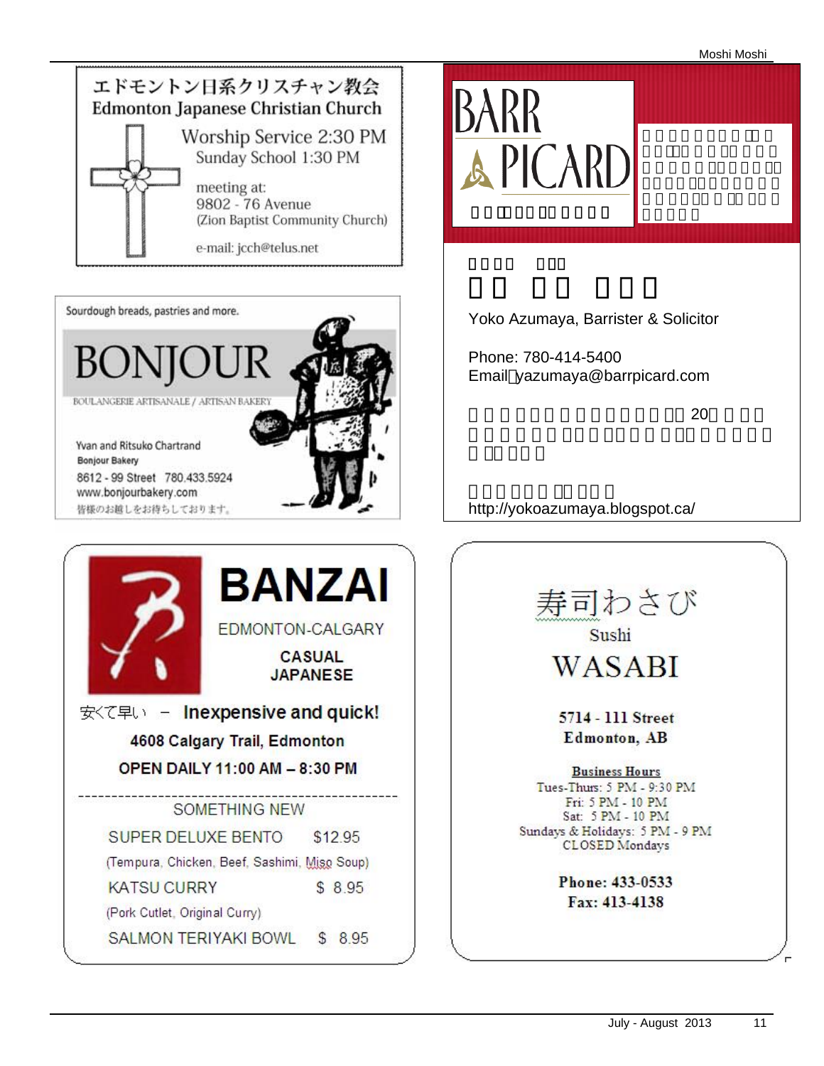## エドモントン日系クリスチャン教会
## Edmonton Japanese Christian Church

Worship Service 2:30 PM
Sunday School 1:30 PM

meeting at:
9802 - 76 Avenue
(Zion Baptist Community Church)

e-mail: jcch@telus.net

---

Sourdough breads, pastries and more.

## BONJOUR

BOULANGERIE ARTISANALE / ARTISAN BAKERY

Yvan and Ritsuko Chartrand
Bonjour Bakery
8612 - 99 Street 780.433.5924
www.bonjourbakery.com
皆様のお越しをお待ちしております。

---

## BANZAI

EDMONTON-CALGARY

**CASUAL JAPANESE**

安くて早い – **Inexpensive and quick!**

**4608 Calgary Trail, Edmonton**

**OPEN DAILY 11:00 AM – 8:30 PM**

SOMETHING NEW

| | |
|---|---|
| SUPER DELUXE BENTO | $12.95 |
| (Tempura, Chicken, Beef, Sashimi, Miso Soup) | |
| KATSU CURRY | $ 8.95 |
| (Pork Cutlet, Original Curry) | |
| SALMON TERIYAKI BOWL | $ 8.95 |

---

## BARR PICARD

Yoko Azumaya, Barrister & Solicitor

Phone: 780-414-5400
Email: yazumaya@barrpicard.com

20

http://yokoazumaya.blogspot.ca/

---

## 寿司わさび
### Sushi
## WASABI

**5714 - 111 Street**
**Edmonton, AB**

**Business Hours**
Tues-Thurs: 5 PM - 9:30 PM
Fri: 5 PM - 10 PM
Sat: 5 PM - 10 PM
Sundays & Holidays: 5 PM - 9 PM
CLOSED Mondays

**Phone: 433-0533**
**Fax: 413-4138**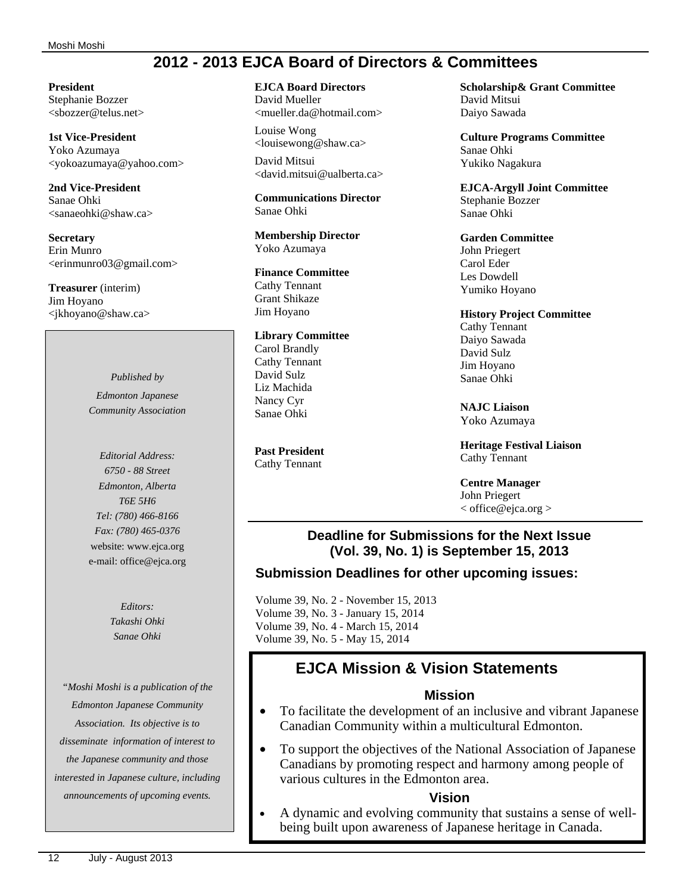# 2012 - 2013 EJCA Board of Directors & Committees

**President**
Stephanie Bozzer
<sbozzer@telus.net>

**1st Vice-President**
Yoko Azumaya
<yokoazumaya@yahoo.com>

**2nd Vice-President**
Sanae Ohki
<sanaeohki@shaw.ca>

**Secretary**
Erin Munro
<erinmunro03@gmail.com>

**Treasurer** (interim)
Jim Hoyano
<jkhoyano@shaw.ca>

*Published by*

*Edmonton Japanese Community Association*

*Editorial Address:*
*6750 - 88 Street*
*Edmonton, Alberta*
*T6E 5H6*
*Tel: (780) 466-8166*
*Fax: (780) 465-0376*
website: www.ejca.org
e-mail: office@ejca.org

*Editors:*
*Takashi Ohki*
*Sanae Ohki*

*"Moshi Moshi is a publication of the Edmonton Japanese Community Association. Its objective is to disseminate information of interest to the Japanese community and those interested in Japanese culture, including announcements of upcoming events.*

**EJCA Board Directors**
David Mueller
<mueller.da@hotmail.com>

Louise Wong
<louisewong@shaw.ca>

David Mitsui
<david.mitsui@ualberta.ca>

**Communications Director**
Sanae Ohki

**Membership Director**
Yoko Azumaya

**Finance Committee**
Cathy Tennant
Grant Shikaze
Jim Hoyano

**Library Committee**
Carol Brandly
Cathy Tennant
David Sulz
Liz Machida
Nancy Cyr
Sanae Ohki

**Past President**
Cathy Tennant

**Scholarship& Grant Committee**
David Mitsui
Daiyo Sawada

**Culture Programs Committee**
Sanae Ohki
Yukiko Nagakura

**EJCA-Argyll Joint Committee**
Stephanie Bozzer
Sanae Ohki

**Garden Committee**
John Priegert
Carol Eder
Les Dowdell
Yumiko Hoyano

**History Project Committee**
Cathy Tennant
Daiyo Sawada
David Sulz
Jim Hoyano
Sanae Ohki

**NAJC Liaison**
Yoko Azumaya

**Heritage Festival Liaison**
Cathy Tennant

**Centre Manager**
John Priegert
< office@ejca.org >

## Deadline for Submissions for the Next Issue (Vol. 39, No. 1) is September 15, 2013

### Submission Deadlines for other upcoming issues:

Volume 39, No. 2 - November 15, 2013
Volume 39, No. 3 - January 15, 2014
Volume 39, No. 4 - March 15, 2014
Volume 39, No. 5 - May 15, 2014

## EJCA Mission & Vision Statements

### Mission

- To facilitate the development of an inclusive and vibrant Japanese Canadian Community within a multicultural Edmonton.
- To support the objectives of the National Association of Japanese Canadians by promoting respect and harmony among people of various cultures in the Edmonton area.

### Vision

- A dynamic and evolving community that sustains a sense of well-being built upon awareness of Japanese heritage in Canada.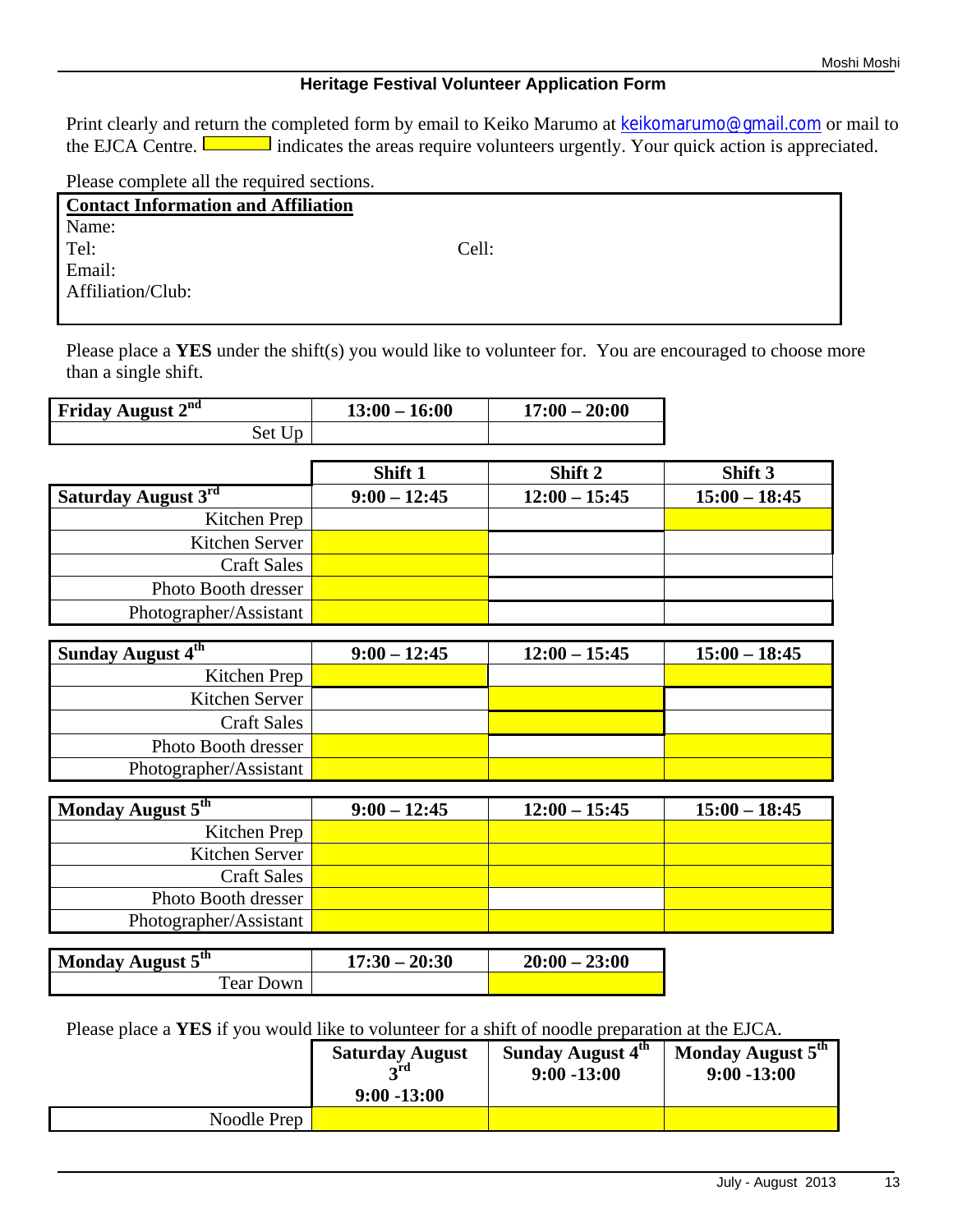## Heritage Festival Volunteer Application Form

Print clearly and return the completed form by email to Keiko Marumo at keikomarumo@gmail.com or mail to the EJCA Centre. [ ] indicates the areas require volunteers urgently. Your quick action is appreciated.

Please complete all the required sections.

**Contact Information and Affiliation**

Name:

Tel: Cell:

Email:

Affiliation/Club:

Please place a **YES** under the shift(s) you would like to volunteer for. You are encouraged to choose more than a single shift.

| **Friday August 2nd** | **13:00 – 16:00** | **17:00 – 20:00** |
|---|---|---|
| Set Up | | |

| | **Shift 1** | **Shift 2** | **Shift 3** |
|---|---|---|---|
| **Saturday August 3rd** | **9:00 – 12:45** | **12:00 – 15:45** | **15:00 – 18:45** |
| Kitchen Prep | | | |
| Kitchen Server | | | |
| Craft Sales | | | |
| Photo Booth dresser | | | |
| Photographer/Assistant | | | |

| **Sunday August 4th** | **9:00 – 12:45** | **12:00 – 15:45** | **15:00 – 18:45** |
|---|---|---|---|
| Kitchen Prep | | | |
| Kitchen Server | | | |
| Craft Sales | | | |
| Photo Booth dresser | | | |
| Photographer/Assistant | | | |

| **Monday August 5th** | **9:00 – 12:45** | **12:00 – 15:45** | **15:00 – 18:45** |
|---|---|---|---|
| Kitchen Prep | | | |
| Kitchen Server | | | |
| Craft Sales | | | |
| Photo Booth dresser | | | |
| Photographer/Assistant | | | |

| **Monday August 5th** | **17:30 – 20:30** | **20:00 – 23:00** |
|---|---|---|
| Tear Down | | |

Please place a **YES** if you would like to volunteer for a shift of noodle preparation at the EJCA.

| | **Saturday August 3rd 9:00 -13:00** | **Sunday August 4th 9:00 -13:00** | **Monday August 5th 9:00 -13:00** |
|---|---|---|---|
| Noodle Prep | | | |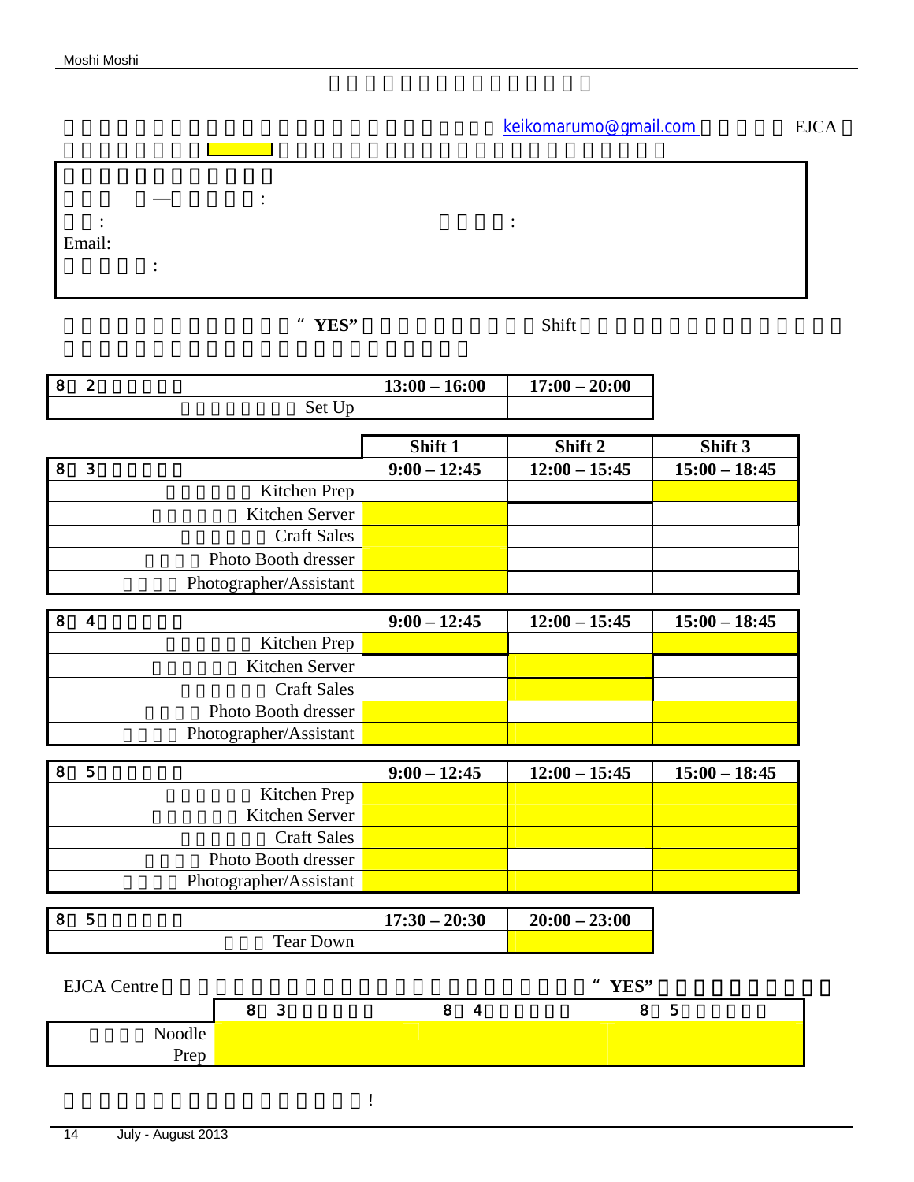keikomarumo@gmail.com EJCA

:

: :

Email:

:

“ YES” Shift

| 8 2 | 13:00 – 16:00 | 17:00 – 20:00 |
|---|---|---|
| Set Up | | |

| | Shift 1 | Shift 2 | Shift 3 |
|---|---|---|---|
| 8 3 | 9:00 – 12:45 | 12:00 – 15:45 | 15:00 – 18:45 |
| Kitchen Prep | | | |
| Kitchen Server | | | |
| Craft Sales | | | |
| Photo Booth dresser | | | |
| Photographer/Assistant | | | |

| 8 4 | 9:00 – 12:45 | 12:00 – 15:45 | 15:00 – 18:45 |
|---|---|---|---|
| Kitchen Prep | | | |
| Kitchen Server | | | |
| Craft Sales | | | |
| Photo Booth dresser | | | |
| Photographer/Assistant | | | |

| 8 5 | 9:00 – 12:45 | 12:00 – 15:45 | 15:00 – 18:45 |
|---|---|---|---|
| Kitchen Prep | | | |
| Kitchen Server | | | |
| Craft Sales | | | |
| Photo Booth dresser | | | |
| Photographer/Assistant | | | |

| 8 5 | 17:30 – 20:30 | 20:00 – 23:00 |
|---|---|---|
| Tear Down | | |

EJCA Centre “ YES”

| | 8 3 | 8 4 | 8 5 |
|---|---|---|---|
| Noodle Prep | | | |

!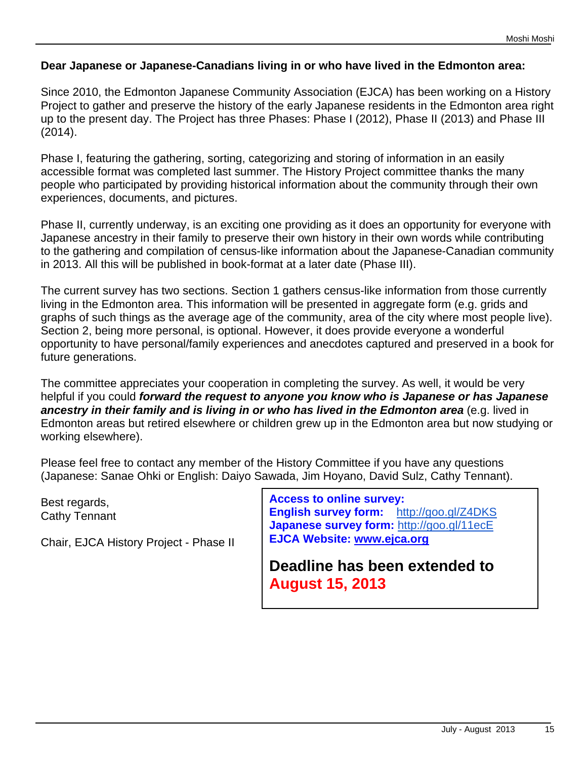**Dear Japanese or Japanese-Canadians living in or who have lived in the Edmonton area:**

Since 2010, the Edmonton Japanese Community Association (EJCA) has been working on a History Project to gather and preserve the history of the early Japanese residents in the Edmonton area right up to the present day. The Project has three Phases: Phase I (2012), Phase II (2013) and Phase III (2014).

Phase I, featuring the gathering, sorting, categorizing and storing of information in an easily accessible format was completed last summer. The History Project committee thanks the many people who participated by providing historical information about the community through their own experiences, documents, and pictures.

Phase II, currently underway, is an exciting one providing as it does an opportunity for everyone with Japanese ancestry in their family to preserve their own history in their own words while contributing to the gathering and compilation of census-like information about the Japanese-Canadian community in 2013. All this will be published in book-format at a later date (Phase III).

The current survey has two sections. Section 1 gathers census-like information from those currently living in the Edmonton area. This information will be presented in aggregate form (e.g. grids and graphs of such things as the average age of the community, area of the city where most people live). Section 2, being more personal, is optional. However, it does provide everyone a wonderful opportunity to have personal/family experiences and anecdotes captured and preserved in a book for future generations.

The committee appreciates your cooperation in completing the survey. As well, it would be very helpful if you could ***forward the request to anyone you know who is Japanese or has Japanese ancestry in their family and is living in or who has lived in the Edmonton area*** (e.g. lived in Edmonton areas but retired elsewhere or children grew up in the Edmonton area but now studying or working elsewhere).

Please feel free to contact any member of the History Committee if you have any questions (Japanese: Sanae Ohki or English: Daiyo Sawada, Jim Hoyano, David Sulz, Cathy Tennant).

Best regards,
Cathy Tennant

Chair, EJCA History Project - Phase II

**Access to online survey:**
**English survey form:** http://goo.gl/Z4DKS
**Japanese survey form:** http://goo.gl/11ecE
**EJCA Website: www.ejca.org**

**Deadline has been extended to August 15, 2013**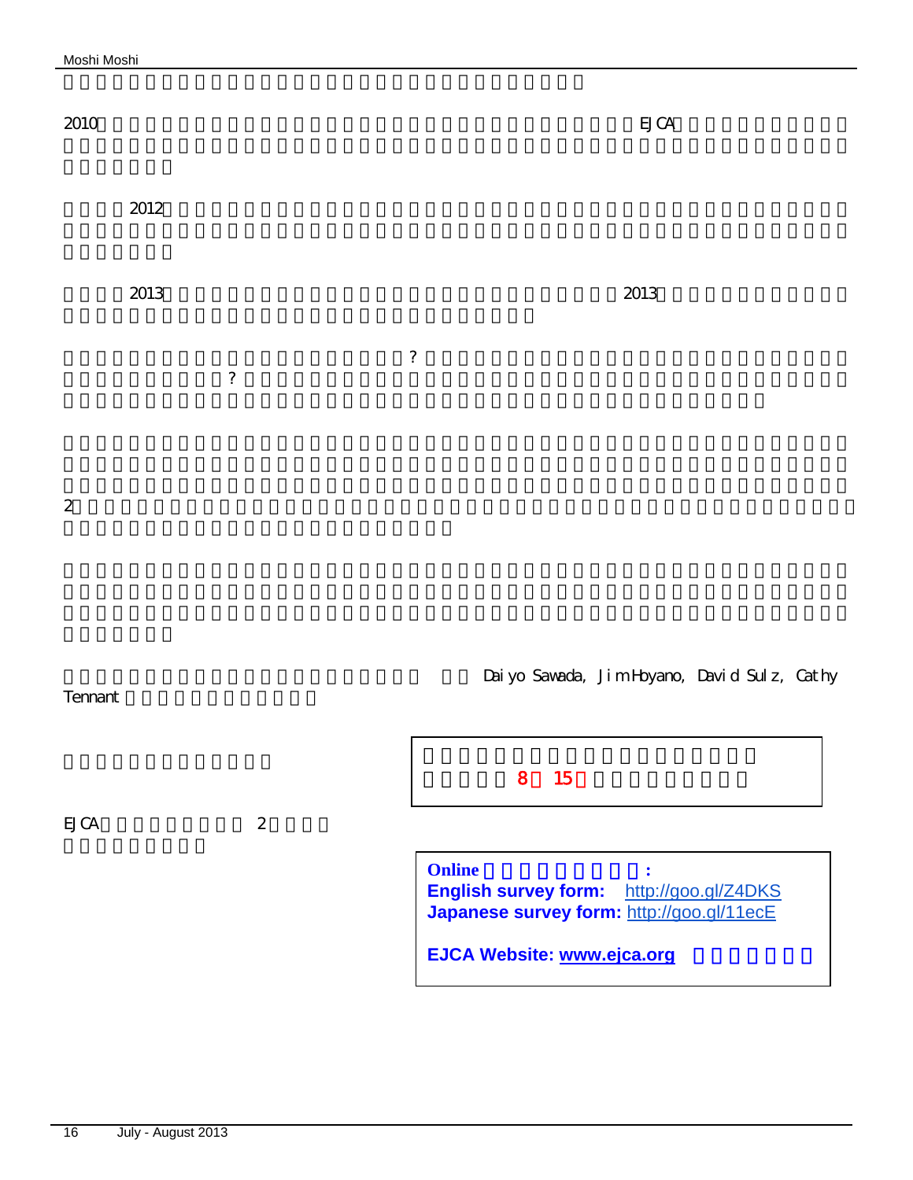2010 EJCA

2012

2013 2013

?

?

2

Daiyo Sawada, Jim Hoyano, David Sulz, Cathy Tennant

EJCA 2

8 15

**Online :**
**English survey form:** http://goo.gl/Z4DKS
**Japanese survey form:** http://goo.gl/11ecE

**EJCA Website: www.ejca.org**